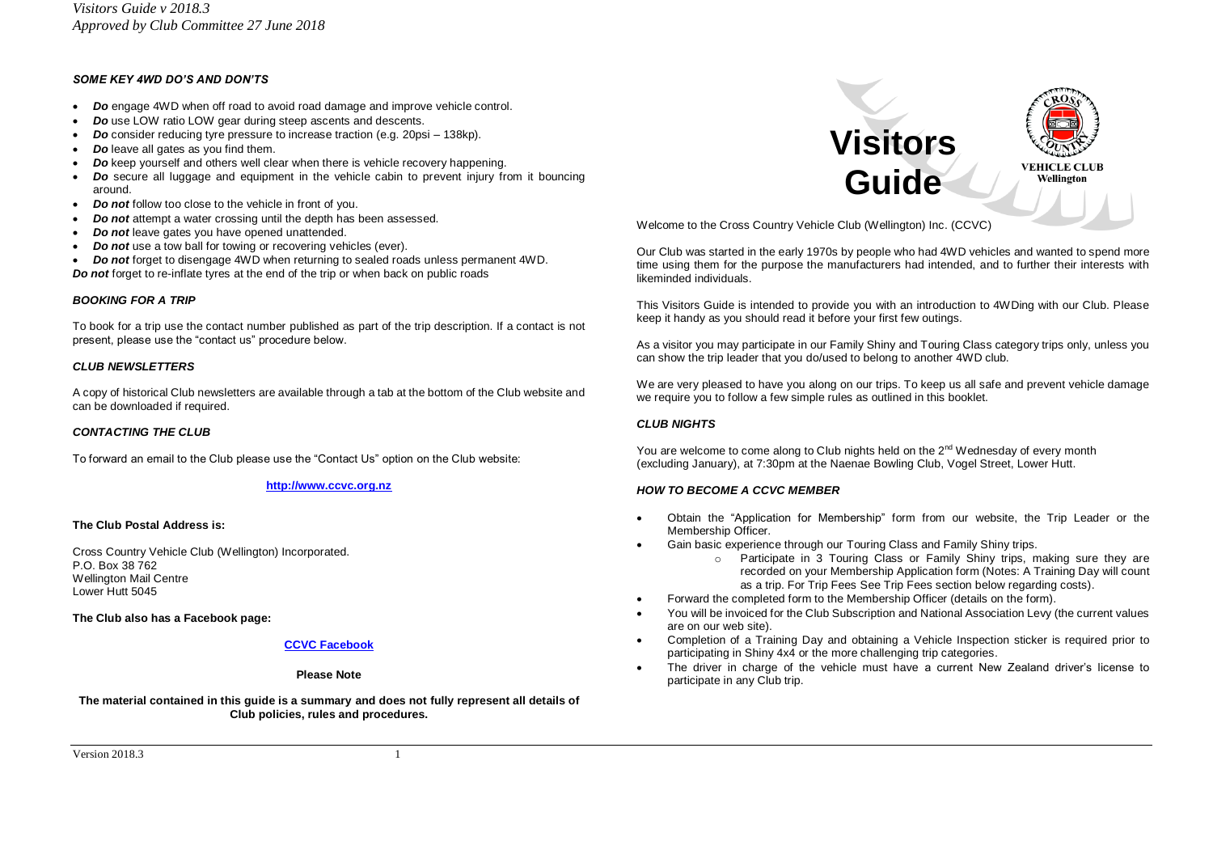### *SOME KEY 4WD DO'S AND DON'TS*

- ***Do*** engage 4WD when off road to avoid road damage and improve vehicle control.
- ***Do*** use LOW ratio LOW gear during steep ascents and descents.
- ***Do*** consider reducing tyre pressure to increase traction (e.g. 20psi – 138kp).
- ***Do*** leave all gates as you find them.
- ***Do*** keep yourself and others well clear when there is vehicle recovery happening.
- ***Do*** secure all luggage and equipment in the vehicle cabin to prevent injury from it bouncing around.
- ***Do not*** follow too close to the vehicle in front of you.
- ***Do not*** attempt a water crossing until the depth has been assessed.
- ***Do not*** leave gates you have opened unattended.
- ***Do not*** use a tow ball for towing or recovering vehicles (ever).
- ***Do not*** forget to disengage 4WD when returning to sealed roads unless permanent 4WD.

***Do not*** forget to re-inflate tyres at the end of the trip or when back on public roads

### *BOOKING FOR A TRIP*

To book for a trip use the contact number published as part of the trip description. If a contact is not present, please use the "contact us" procedure below.

### *CLUB NEWSLETTERS*

A copy of historical Club newsletters are available through a tab at the bottom of the Club website and can be downloaded if required.

### *CONTACTING THE CLUB*

To forward an email to the Club please use the "Contact Us" option on the Club website:

**[http://www.ccvc.org.nz](http://www.ccvc.org.nz)**

**The Club Postal Address is:**

Cross Country Vehicle Club (Wellington) Incorporated.
P.O. Box 38 762
Wellington Mail Centre
Lower Hutt 5045

**The Club also has a Facebook page:**

**CCVC Facebook**

**Please Note**

**The material contained in this guide is a summary and does not fully represent all details of Club policies, rules and procedures.**

# Visitors Guide

**VEHICLE CLUB Wellington**

Welcome to the Cross Country Vehicle Club (Wellington) Inc. (CCVC)

Our Club was started in the early 1970s by people who had 4WD vehicles and wanted to spend more time using them for the purpose the manufacturers had intended, and to further their interests with likeminded individuals.

This Visitors Guide is intended to provide you with an introduction to 4WDing with our Club. Please keep it handy as you should read it before your first few outings.

As a visitor you may participate in our Family Shiny and Touring Class category trips only, unless you can show the trip leader that you do/used to belong to another 4WD club.

We are very pleased to have you along on our trips. To keep us all safe and prevent vehicle damage we require you to follow a few simple rules as outlined in this booklet.

### *CLUB NIGHTS*

You are welcome to come along to Club nights held on the 2nd Wednesday of every month (excluding January), at 7:30pm at the Naenae Bowling Club, Vogel Street, Lower Hutt.

### *HOW TO BECOME A CCVC MEMBER*

- Obtain the "Application for Membership" form from our website, the Trip Leader or the Membership Officer.
- Gain basic experience through our Touring Class and Family Shiny trips.
  - Participate in 3 Touring Class or Family Shiny trips, making sure they are recorded on your Membership Application form (Notes: A Training Day will count as a trip. For Trip Fees See Trip Fees section below regarding costs).
- Forward the completed form to the Membership Officer (details on the form).
- You will be invoiced for the Club Subscription and National Association Levy (the current values are on our web site).
- Completion of a Training Day and obtaining a Vehicle Inspection sticker is required prior to participating in Shiny 4x4 or the more challenging trip categories.
- The driver in charge of the vehicle must have a current New Zealand driver's license to participate in any Club trip.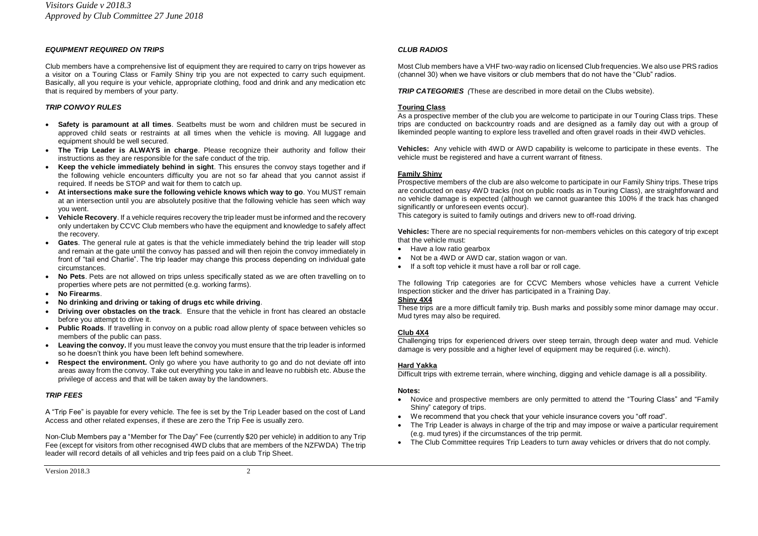### *EQUIPMENT REQUIRED ON TRIPS*

Club members have a comprehensive list of equipment they are required to carry on trips however as a visitor on a Touring Class or Family Shiny trip you are not expected to carry such equipment. Basically, all you require is your vehicle, appropriate clothing, food and drink and any medication etc that is required by members of your party.

### *TRIP CONVOY RULES*

- **Safety is paramount at all times**. Seatbelts must be worn and children must be secured in approved child seats or restraints at all times when the vehicle is moving. All luggage and equipment should be well secured.
- **The Trip Leader is ALWAYS in charge**. Please recognize their authority and follow their instructions as they are responsible for the safe conduct of the trip.
- **Keep the vehicle immediately behind in sight**. This ensures the convoy stays together and if the following vehicle encounters difficulty you are not so far ahead that you cannot assist if required. If needs be STOP and wait for them to catch up.
- **At intersections make sure the following vehicle knows which way to go**. You MUST remain at an intersection until you are absolutely positive that the following vehicle has seen which way you went.
- **Vehicle Recovery**. If a vehicle requires recovery the trip leader must be informed and the recovery only undertaken by CCVC Club members who have the equipment and knowledge to safely affect the recovery.
- **Gates**. The general rule at gates is that the vehicle immediately behind the trip leader will stop and remain at the gate until the convoy has passed and will then rejoin the convoy immediately in front of "tail end Charlie". The trip leader may change this process depending on individual gate circumstances.
- **No Pets**. Pets are not allowed on trips unless specifically stated as we are often travelling on to properties where pets are not permitted (e.g. working farms).
- **No Firearms**.
- **No drinking and driving or taking of drugs etc while driving**.
- **Driving over obstacles on the track**. Ensure that the vehicle in front has cleared an obstacle before you attempt to drive it.
- **Public Roads**. If travelling in convoy on a public road allow plenty of space between vehicles so members of the public can pass.
- **Leaving the convoy.** If you must leave the convoy you must ensure that the trip leader is informed so he doesn't think you have been left behind somewhere.
- **Respect the environment.** Only go where you have authority to go and do not deviate off into areas away from the convoy. Take out everything you take in and leave no rubbish etc. Abuse the privilege of access and that will be taken away by the landowners.

### *TRIP FEES*

A "Trip Fee" is payable for every vehicle. The fee is set by the Trip Leader based on the cost of Land Access and other related expenses, if these are zero the Trip Fee is usually zero.

Non-Club Members pay a "Member for The Day" Fee (currently $20 per vehicle) in addition to any Trip Fee (except for visitors from other recognised 4WD clubs that are members of the NZFWDA) The trip leader will record details of all vehicles and trip fees paid on a club Trip Sheet.

### *CLUB RADIOS*

Most Club members have a VHF two-way radio on licensed Club frequencies. We also use PRS radios (channel 30) when we have visitors or club members that do not have the "Club" radios.

***TRIP CATEGORIES*** *(These are described in more detail on the Clubs website).*

#### Touring Class

As a prospective member of the club you are welcome to participate in our Touring Class trips. These trips are conducted on backcountry roads and are designed as a family day out with a group of likeminded people wanting to explore less travelled and often gravel roads in their 4WD vehicles.

**Vehicles:** Any vehicle with 4WD or AWD capability is welcome to participate in these events. The vehicle must be registered and have a current warrant of fitness.

#### Family Shiny

Prospective members of the club are also welcome to participate in our Family Shiny trips. These trips are conducted on easy 4WD tracks (not on public roads as in Touring Class), are straightforward and no vehicle damage is expected (although we cannot guarantee this 100% if the track has changed significantly or unforeseen events occur).
This category is suited to family outings and drivers new to off-road driving.

**Vehicles:** There are no special requirements for non-members vehicles on this category of trip except that the vehicle must:

- Have a low ratio gearbox
- Not be a 4WD or AWD car, station wagon or van.
- If a soft top vehicle it must have a roll bar or roll cage.

The following Trip categories are for CCVC Members whose vehicles have a current Vehicle Inspection sticker and the driver has participated in a Training Day.

#### Shiny 4X4

These trips are a more difficult family trip. Bush marks and possibly some minor damage may occur. Mud tyres may also be required.

#### Club 4X4

Challenging trips for experienced drivers over steep terrain, through deep water and mud. Vehicle damage is very possible and a higher level of equipment may be required (i.e. winch).

#### Hard Yakka

Difficult trips with extreme terrain, where winching, digging and vehicle damage is all a possibility.

**Notes:**

- Novice and prospective members are only permitted to attend the "Touring Class" and "Family Shiny" category of trips.
- We recommend that you check that your vehicle insurance covers you "off road".
- The Trip Leader is always in charge of the trip and may impose or waive a particular requirement (e.g. mud tyres) if the circumstances of the trip permit.
- The Club Committee requires Trip Leaders to turn away vehicles or drivers that do not comply.